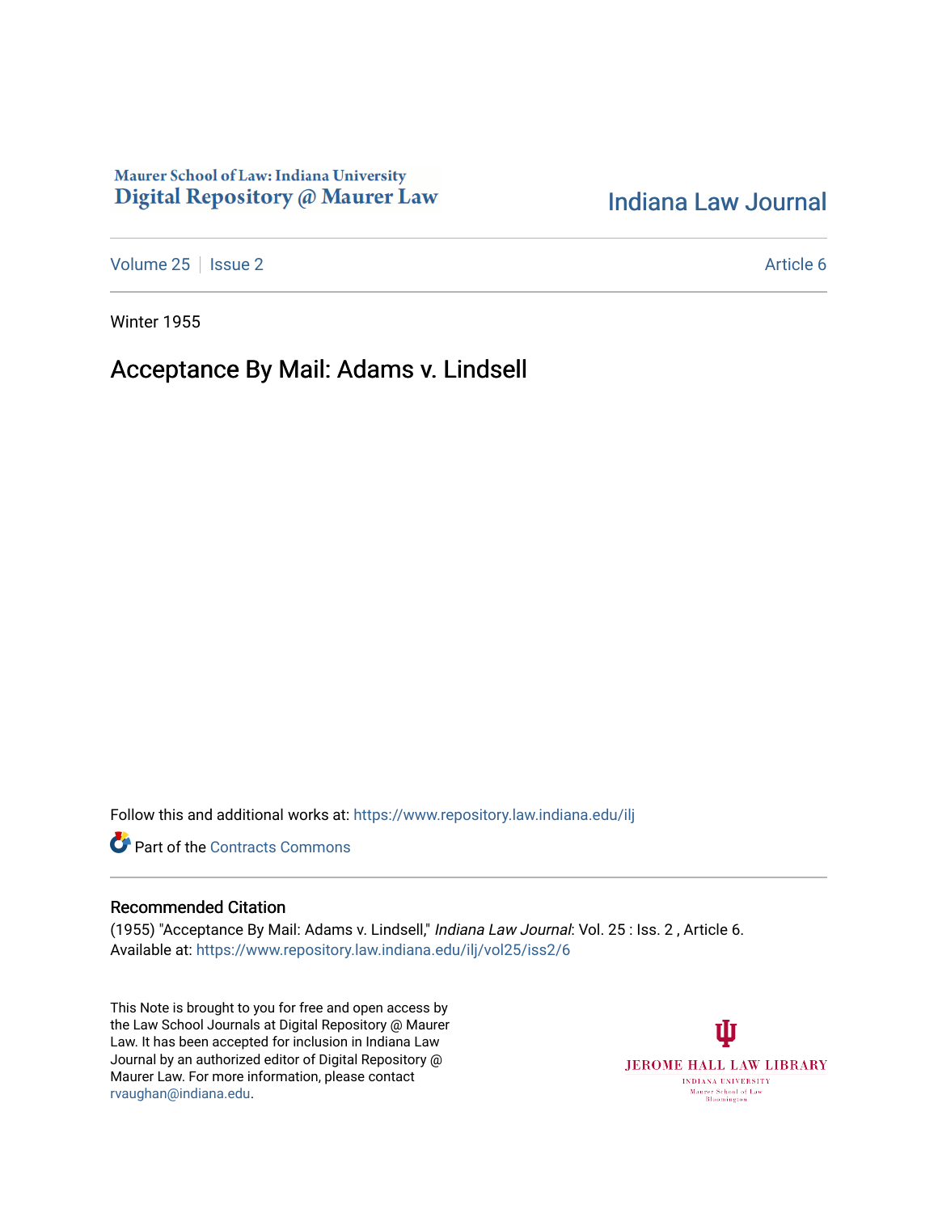Maurer School of Law: Indiana University
Digital Repository @ Maurer Law

Indiana Law Journal

Volume 25 | Issue 2 | Article 6

Winter 1955

# Acceptance By Mail: Adams v. Lindsell

Follow this and additional works at: https://www.repository.law.indiana.edu/ilj

Part of the Contracts Commons

## Recommended Citation

(1955) "Acceptance By Mail: Adams v. Lindsell," *Indiana Law Journal*: Vol. 25 : Iss. 2 , Article 6.
Available at: https://www.repository.law.indiana.edu/ilj/vol25/iss2/6

This Note is brought to you for free and open access by the Law School Journals at Digital Repository @ Maurer Law. It has been accepted for inclusion in Indiana Law Journal by an authorized editor of Digital Repository @ Maurer Law. For more information, please contact rvaughan@indiana.edu.

JEROME HALL LAW LIBRARY
INDIANA UNIVERSITY
Maurer School of Law
Bloomington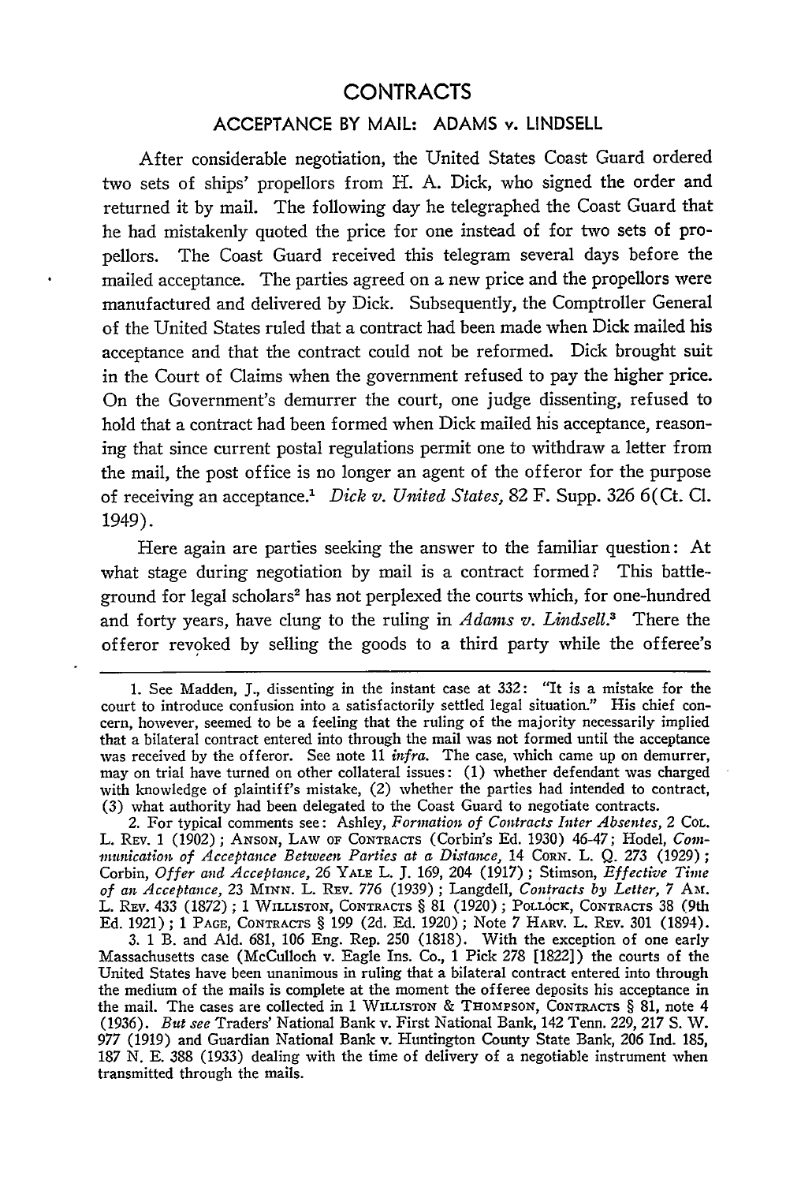# CONTRACTS

## ACCEPTANCE BY MAIL: ADAMS v. LINDSELL

After considerable negotiation, the United States Coast Guard ordered two sets of ships' propellors from H. A. Dick, who signed the order and returned it by mail. The following day he telegraphed the Coast Guard that he had mistakenly quoted the price for one instead of for two sets of propellors. The Coast Guard received this telegram several days before the mailed acceptance. The parties agreed on a new price and the propellors were manufactured and delivered by Dick. Subsequently, the Comptroller General of the United States ruled that a contract had been made when Dick mailed his acceptance and that the contract could not be reformed. Dick brought suit in the Court of Claims when the government refused to pay the higher price. On the Government's demurrer the court, one judge dissenting, refused to hold that a contract had been formed when Dick mailed his acceptance, reasoning that since current postal regulations permit one to withdraw a letter from the mail, the post office is no longer an agent of the offeror for the purpose of receiving an acceptance.[1] *Dick v. United States*, 82 F. Supp. 326 6(Ct. Cl. 1949).

Here again are parties seeking the answer to the familiar question: At what stage during negotiation by mail is a contract formed? This battleground for legal scholars[2] has not perplexed the courts which, for one-hundred and forty years, have clung to the ruling in *Adams v. Lindsell*.[3] There the offeror revoked by selling the goods to a third party while the offeree's

---

1. See Madden, J., dissenting in the instant case at 332: "It is a mistake for the court to introduce confusion into a satisfactorily settled legal situation." His chief concern, however, seemed to be a feeling that the ruling of the majority necessarily implied that a bilateral contract entered into through the mail was not formed until the acceptance was received by the offeror. See note 11 *infra*. The case, which came up on demurrer, may on trial have turned on other collateral issues: (1) whether defendant was charged with knowledge of plaintiff's mistake, (2) whether the parties had intended to contract, (3) what authority had been delegated to the Coast Guard to negotiate contracts.

2. For typical comments see: Ashley, *Formation of Contracts Inter Absentes*, 2 Col. L. Rev. 1 (1902); Anson, Law of Contracts (Corbin's Ed. 1930) 46-47; Hodel, *Communication of Acceptance Between Parties at a Distance*, 14 Corn. L. Q. 273 (1929); Corbin, *Offer and Acceptance*, 26 Yale L. J. 169, 204 (1917); Stimson, *Effective Time of an Acceptance*, 23 Minn. L. Rev. 776 (1939); Langdell, *Contracts by Letter*, 7 Am. L. Rev. 433 (1872); 1 Williston, Contracts § 81 (1920); Pollock, Contracts 38 (9th Ed. 1921); 1 Page, Contracts § 199 (2d. Ed. 1920); Note 7 Harv. L. Rev. 301 (1894).

3. 1 B. and Ald. 681, 106 Eng. Rep. 250 (1818). With the exception of one early Massachusetts case (McCulloch v. Eagle Ins. Co., 1 Pick 278 [1822]) the courts of the United States have been unanimous in ruling that a bilateral contract entered into through the medium of the mails is complete at the moment the offeree deposits his acceptance in the mail. The cases are collected in 1 Williston & Thompson, Contracts § 81, note 4 (1936). *But see* Traders' National Bank v. First National Bank, 142 Tenn. 229, 217 S. W. 977 (1919) and Guardian National Bank v. Huntington County State Bank, 206 Ind. 185, 187 N. E. 388 (1933) dealing with the time of delivery of a negotiable instrument when transmitted through the mails.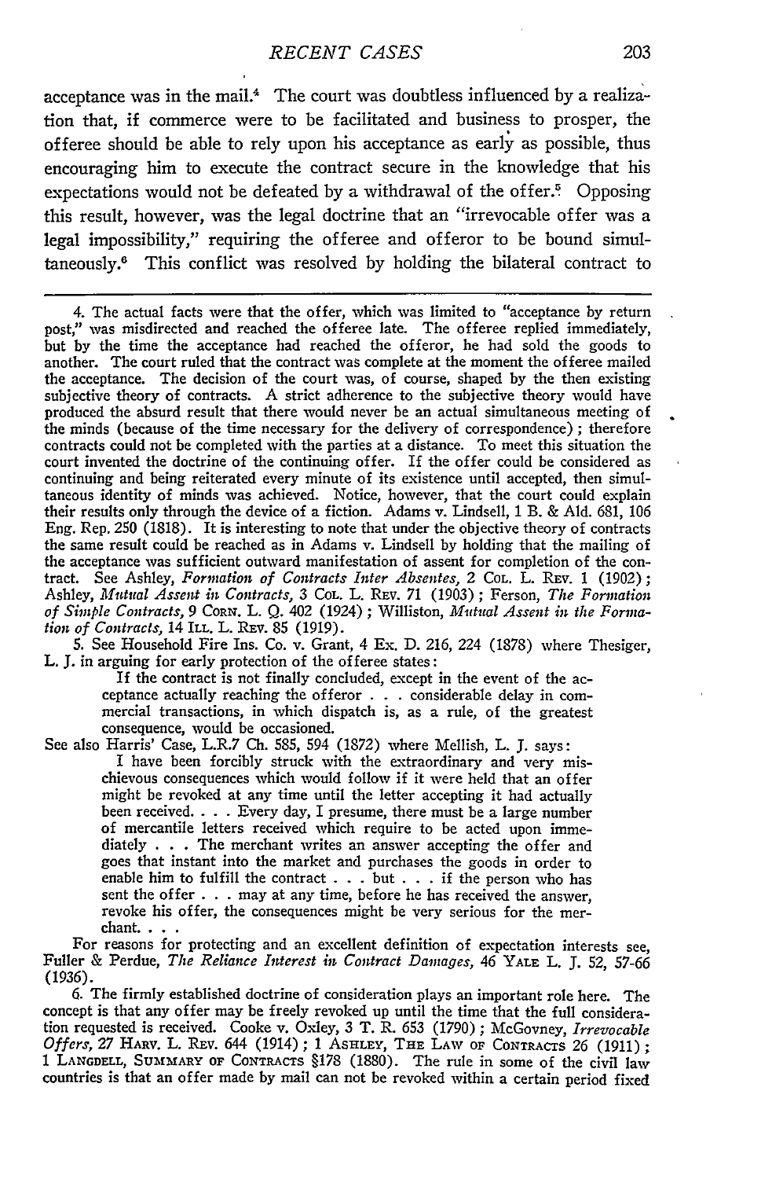acceptance was in the mail.[4] The court was doubtless influenced by a realization that, if commerce were to be facilitated and business to prosper, the offeree should be able to rely upon his acceptance as early as possible, thus encouraging him to execute the contract secure in the knowledge that his expectations would not be defeated by a withdrawal of the offer.[5] Opposing this result, however, was the legal doctrine that an "irrevocable offer was a legal impossibility," requiring the offeree and offeror to be bound simultaneously.[6] This conflict was resolved by holding the bilateral contract to

---

4. The actual facts were that the offer, which was limited to "acceptance by return post," was misdirected and reached the offeree late. The offeree replied immediately, but by the time the acceptance had reached the offeror, he had sold the goods to another. The court ruled that the contract was complete at the moment the offeree mailed the acceptance. The decision of the court was, of course, shaped by the then existing subjective theory of contracts. A strict adherence to the subjective theory would have produced the absurd result that there would never be an actual simultaneous meeting of the minds (because of the time necessary for the delivery of correspondence); therefore contracts could not be completed with the parties at a distance. To meet this situation the court invented the doctrine of the continuing offer. If the offer could be considered as continuing and being reiterated every minute of its existence until accepted, then simultaneous identity of minds was achieved. Notice, however, that the court could explain their results only through the device of a fiction. Adams v. Lindsell, 1 B. & Ald. 681, 106 Eng. Rep. 250 (1818). It is interesting to note that under the objective theory of contracts the same result could be reached as in Adams v. Lindsell by holding that the mailing of the acceptance was sufficient outward manifestation of assent for completion of the contract. See Ashley, *Formation of Contracts Inter Absentes*, 2 Col. L. Rev. 1 (1902); Ashley, *Mutual Assent in Contracts*, 3 Col. L. Rev. 71 (1903); Ferson, *The Formation of Simple Contracts*, 9 Corn. L. Q. 402 (1924); Williston, *Mutual Assent in the Formation of Contracts*, 14 Ill. L. Rev. 85 (1919).

5. See Household Fire Ins. Co. v. Grant, 4 Ex. D. 216, 224 (1878) where Thesiger, L. J. in arguing for early protection of the offeree states:

> If the contract is not finally concluded, except in the event of the acceptance actually reaching the offeror . . . considerable delay in commercial transactions, in which dispatch is, as a rule, of the greatest consequence, would be occasioned.

See also Harris' Case, L.R.7 Ch. 585, 594 (1872) where Mellish, L. J. says:

> I have been forcibly struck with the extraordinary and very mischievous consequences which would follow if it were held that an offer might be revoked at any time until the letter accepting it had actually been received. . . . Every day, I presume, there must be a large number of mercantile letters received which require to be acted upon immediately . . . The merchant writes an answer accepting the offer and goes that instant into the market and purchases the goods in order to enable him to fulfill the contract . . . but . . . if the person who has sent the offer . . . may at any time, before he has received the answer, revoke his offer, the consequences might be very serious for the merchant. . . .

For reasons for protecting and an excellent definition of expectation interests see, Fuller & Perdue, *The Reliance Interest in Contract Damages*, 46 Yale L. J. 52, 57-66 (1936).

6. The firmly established doctrine of consideration plays an important role here. The concept is that any offer may be freely revoked up until the time that the full consideration requested is received. Cooke v. Oxley, 3 T. R. 653 (1790); McGovney, *Irrevocable Offers*, 27 Harv. L. Rev. 644 (1914); 1 Ashley, The Law of Contracts 26 (1911); 1 Langdell, Summary of Contracts §178 (1880). The rule in some of the civil law countries is that an offer made by mail can not be revoked within a certain period fixed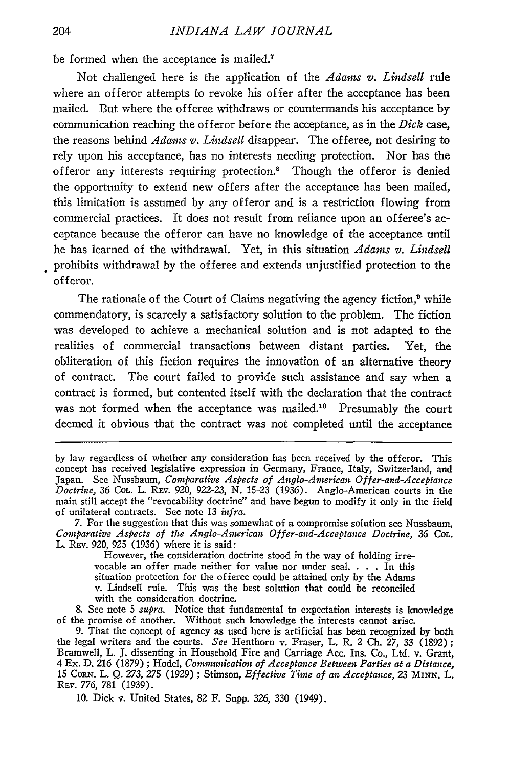be formed when the acceptance is mailed.[7]

Not challenged here is the application of the *Adams v. Lindsell* rule where an offeror attempts to revoke his offer after the acceptance has been mailed. But where the offeree withdraws or countermands his acceptance by communication reaching the offeror before the acceptance, as in the *Dick* case, the reasons behind *Adams v. Lindsell* disappear. The offeree, not desiring to rely upon his acceptance, has no interests needing protection. Nor has the offeror any interests requiring protection.[8] Though the offeror is denied the opportunity to extend new offers after the acceptance has been mailed, this limitation is assumed by any offeror and is a restriction flowing from commercial practices. It does not result from reliance upon an offeree's acceptance because the offeror can have no knowledge of the acceptance until he has learned of the withdrawal. Yet, in this situation *Adams v. Lindsell* prohibits withdrawal by the offeree and extends unjustified protection to the offeror.

The rationale of the Court of Claims negativing the agency fiction,[9] while commendatory, is scarcely a satisfactory solution to the problem. The fiction was developed to achieve a mechanical solution and is not adapted to the realities of commercial transactions between distant parties. Yet, the obliteration of this fiction requires the innovation of an alternative theory of contract. The court failed to provide such assistance and say when a contract is formed, but contented itself with the declaration that the contract was not formed when the acceptance was mailed.[10] Presumably the court deemed it obvious that the contract was not completed until the acceptance

---

by law regardless of whether any consideration has been received by the offeror. This concept has received legislative expression in Germany, France, Italy, Switzerland, and Japan. See Nussbaum, *Comparative Aspects of Anglo-American Offer-and-Acceptance Doctrine*, 36 COL. L. REV. 920, 922-23, N. 15-23 (1936). Anglo-American courts in the main still accept the "revocability doctrine" and have begun to modify it only in the field of unilateral contracts. See note 13 *infra*.

7. For the suggestion that this was somewhat of a compromise solution see Nussbaum, *Comparative Aspects of the Anglo-American Offer-and-Acceptance Doctrine*, 36 COL. L. REV. 920, 925 (1936) where it is said:

> However, the consideration doctrine stood in the way of holding irrevocable an offer made neither for value nor under seal. . . . In this situation protection for the offeree could be attained only by the Adams v. Lindsell rule. This was the best solution that could be reconciled with the consideration doctrine.

8. See note 5 *supra*. Notice that fundamental to expectation interests is knowledge of the promise of another. Without such knowledge the interests cannot arise.

9. That the concept of agency as used here is artificial has been recognized by both the legal writers and the courts. *See* Henthorn v. Fraser, L. R. 2 Ch. 27, 33 (1892); Bramwell, L. J. dissenting in Household Fire and Carriage Acc. Ins. Co., Ltd. v. Grant, 4 Ex. D. 216 (1879); Hodel, *Communication of Acceptance Between Parties at a Distance*, 15 CORN. L. Q. 273, 275 (1929); Stimson, *Effective Time of an Acceptance*, 23 MINN. L. REV. 776, 781 (1939).

10. Dick v. United States, 82 F. Supp. 326, 330 (1949).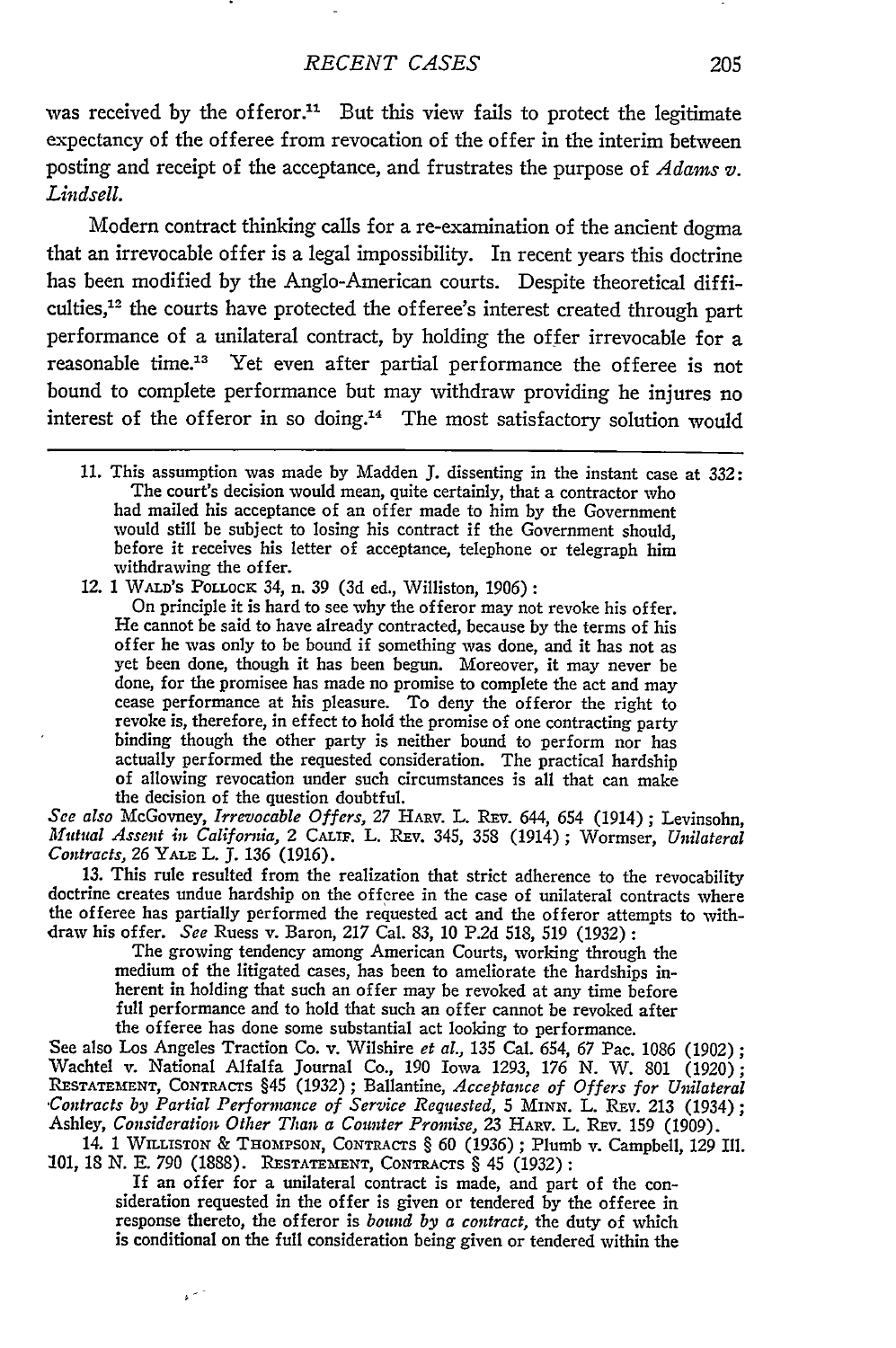was received by the offeror.[11] But this view fails to protect the legitimate expectancy of the offeree from revocation of the offer in the interim between posting and receipt of the acceptance, and frustrates the purpose of *Adams v. Lindsell.*

Modern contract thinking calls for a re-examination of the ancient dogma that an irrevocable offer is a legal impossibility. In recent years this doctrine has been modified by the Anglo-American courts. Despite theoretical difficulties,[12] the courts have protected the offeree's interest created through part performance of a unilateral contract, by holding the offer irrevocable for a reasonable time.[13] Yet even after partial performance the offeree is not bound to complete performance but may withdraw providing he injures no interest of the offeror in so doing.[14] The most satisfactory solution would

---

11. This assumption was made by Madden J. dissenting in the instant case at 332:

> The court's decision would mean, quite certainly, that a contractor who had mailed his acceptance of an offer made to him by the Government would still be subject to losing his contract if the Government should, before it receives his letter of acceptance, telephone or telegraph him withdrawing the offer.

12. 1 WALD'S POLLOCK 34, n. 39 (3d ed., Williston, 1906):

> On principle it is hard to see why the offeror may not revoke his offer. He cannot be said to have already contracted, because by the terms of his offer he was only to be bound if something was done, and it has not as yet been done, though it has been begun. Moreover, it may never be done, for the promisee has made no promise to complete the act and may cease performance at his pleasure. To deny the offeror the right to revoke is, therefore, in effect to hold the promise of one contracting party binding though the other party is neither bound to perform nor has actually performed the requested consideration. The practical hardship of allowing revocation under such circumstances is all that can make the decision of the question doubtful.

*See also* McGovney, *Irrevocable Offers,* 27 HARV. L. REV. 644, 654 (1914); Levinsohn, *Mutual Assent in California,* 2 CALIF. L. REV. 345, 358 (1914); Wormser, *Unilateral Contracts,* 26 YALE L. J. 136 (1916).

13. This rule resulted from the realization that strict adherence to the revocability doctrine creates undue hardship on the offeree in the case of unilateral contracts where the offeree has partially performed the requested act and the offeror attempts to withdraw his offer. *See* Ruess v. Baron, 217 Cal. 83, 10 P.2d 518, 519 (1932):

> The growing tendency among American Courts, working through the medium of the litigated cases, has been to ameliorate the hardships inherent in holding that such an offer may be revoked at any time before full performance and to hold that such an offer cannot be revoked after the offeree has done some substantial act looking to performance.

See also Los Angeles Traction Co. v. Wilshire *et al.,* 135 Cal. 654, 67 Pac. 1086 (1902); Wachtel v. National Alfalfa Journal Co., 190 Iowa 1293, 176 N. W. 801 (1920); RESTATEMENT, CONTRACTS §45 (1932); Ballantine, *Acceptance of Offers for Unilateral Contracts by Partial Performance of Service Requested,* 5 MINN. L. REV. 213 (1934); Ashley, *Consideration Other Than a Counter Promise,* 23 HARV. L. REV. 159 (1909).

14. 1 WILLISTON & THOMPSON, CONTRACTS § 60 (1936); Plumb v. Campbell, 129 Ill. 101, 18 N. E. 790 (1888). RESTATEMENT, CONTRACTS § 45 (1932):

> If an offer for a unilateral contract is made, and part of the consideration requested in the offer is given or tendered by the offeree in response thereto, the offeror is *bound by a contract,* the duty of which is conditional on the full consideration being given or tendered within the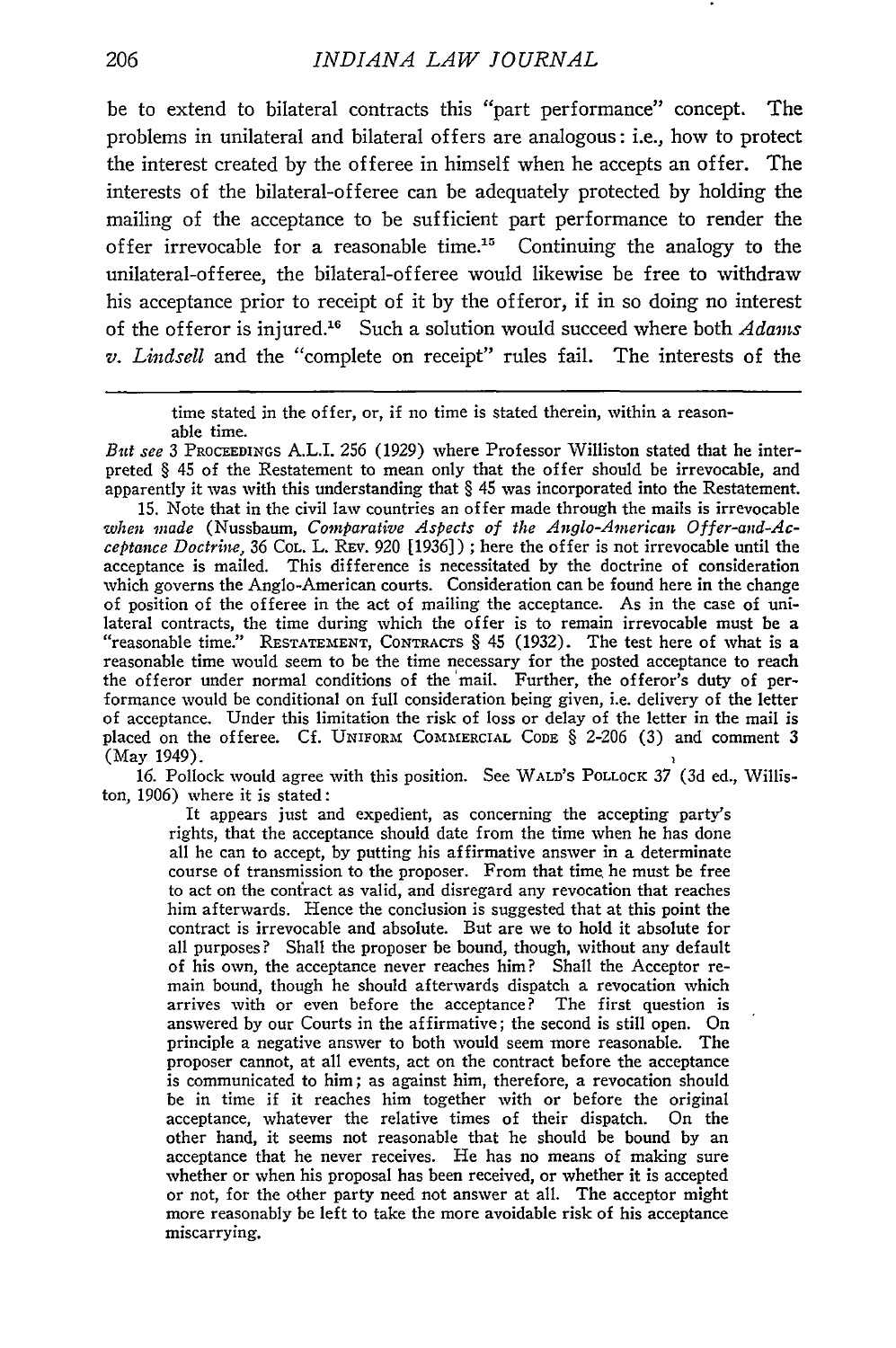be to extend to bilateral contracts this "part performance" concept. The problems in unilateral and bilateral offers are analogous: i.e., how to protect the interest created by the offeree in himself when he accepts an offer. The interests of the bilateral-offeree can be adequately protected by holding the mailing of the acceptance to be sufficient part performance to render the offer irrevocable for a reasonable time.[15] Continuing the analogy to the unilateral-offeree, the bilateral-offeree would likewise be free to withdraw his acceptance prior to receipt of it by the offeror, if in so doing no interest of the offeror is injured.[16] Such a solution would succeed where both *Adams v. Lindsell* and the "complete on receipt" rules fail. The interests of the

---

time stated in the offer, or, if no time is stated therein, within a reasonable time.

*But see* 3 PROCEEDINGS A.L.I. 256 (1929) where Professor Williston stated that he interpreted § 45 of the Restatement to mean only that the offer should be irrevocable, and apparently it was with this understanding that § 45 was incorporated into the Restatement.

15. Note that in the civil law countries an offer made through the mails is irrevocable *when made* (Nussbaum, *Comparative Aspects of the Anglo-American Offer-and-Acceptance Doctrine*, 36 COL. L. REV. 920 [1936]); here the offer is not irrevocable until the acceptance is mailed. This difference is necessitated by the doctrine of consideration which governs the Anglo-American courts. Consideration can be found here in the change of position of the offeree in the act of mailing the acceptance. As in the case of unilateral contracts, the time during which the offer is to remain irrevocable must be a "reasonable time." RESTATEMENT, CONTRACTS § 45 (1932). The test here of what is a reasonable time would seem to be the time necessary for the posted acceptance to reach the offeror under normal conditions of the mail. Further, the offeror's duty of performance would be conditional on full consideration being given, i.e. delivery of the letter of acceptance. Under this limitation the risk of loss or delay of the letter in the mail is placed on the offeree. Cf. UNIFORM COMMERCIAL CODE § 2-206 (3) and comment 3 (May 1949).

16. Pollock would agree with this position. See WALD'S POLLOCK 37 (3d ed., Williston, 1906) where it is stated:

> It appears just and expedient, as concerning the accepting party's rights, that the acceptance should date from the time when he has done all he can to accept, by putting his affirmative answer in a determinate course of transmission to the proposer. From that time he must be free to act on the contract as valid, and disregard any revocation that reaches him afterwards. Hence the conclusion is suggested that at this point the contract is irrevocable and absolute. But are we to hold it absolute for all purposes? Shall the proposer be bound, though, without any default of his own, the acceptance never reaches him? Shall the Acceptor remain bound, though he should afterwards dispatch a revocation which arrives with or even before the acceptance? The first question is answered by our Courts in the affirmative; the second is still open. On principle a negative answer to both would seem more reasonable. The proposer cannot, at all events, act on the contract before the acceptance is communicated to him; as against him, therefore, a revocation should be in time if it reaches him together with or before the original acceptance, whatever the relative times of their dispatch. On the other hand, it seems not reasonable that he should be bound by an acceptance that he never receives. He has no means of making sure whether or when his proposal has been received, or whether it is accepted or not, for the other party need not answer at all. The acceptor might more reasonably be left to take the more avoidable risk of his acceptance miscarrying.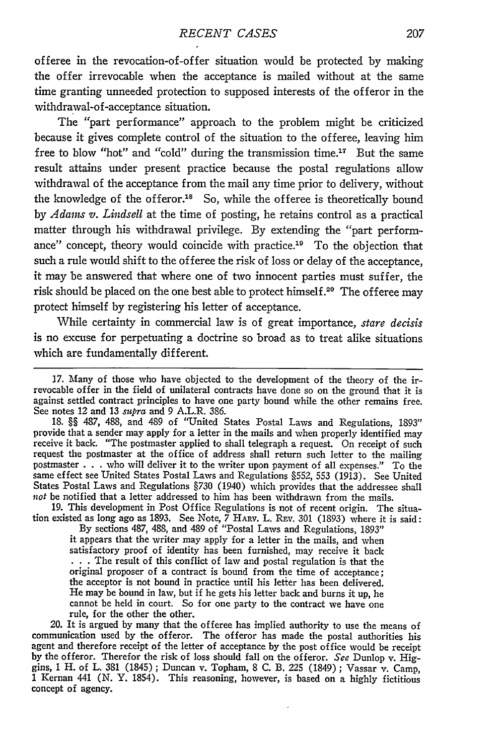offeree in the revocation-of-offer situation would be protected by making the offer irrevocable when the acceptance is mailed without at the same time granting unneeded protection to supposed interests of the offeror in the withdrawal-of-acceptance situation.

The "part performance" approach to the problem might be criticized because it gives complete control of the situation to the offeree, leaving him free to blow "hot" and "cold" during the transmission time.[17] But the same result attains under present practice because the postal regulations allow withdrawal of the acceptance from the mail any time prior to delivery, without the knowledge of the offeror.[18] So, while the offeree is theoretically bound by *Adams v. Lindsell* at the time of posting, he retains control as a practical matter through his withdrawal privilege. By extending the "part performance" concept, theory would coincide with practice.[19] To the objection that such a rule would shift to the offeree the risk of loss or delay of the acceptance, it may be answered that where one of two innocent parties must suffer, the risk should be placed on the one best able to protect himself.[20] The offeree may protect himself by registering his letter of acceptance.

While certainty in commercial law is of great importance, *stare decisis* is no excuse for perpetuating a doctrine so broad as to treat alike situations which are fundamentally different.

---

17. Many of those who have objected to the development of the theory of the irrevocable offer in the field of unilateral contracts have done so on the ground that it is against settled contract principles to have one party bound while the other remains free. See notes 12 and 13 *supra* and 9 A.L.R. 386.

18. §§ 487, 488, and 489 of "United States Postal Laws and Regulations, 1893" provide that a sender may apply for a letter in the mails and when properly identified may receive it back. "The postmaster applied to shall telegraph a request. On receipt of such request the postmaster at the office of address shall return such letter to the mailing postmaster . . . who will deliver it to the writer upon payment of all expenses." To the same effect see United States Postal Laws and Regulations §552, 553 (1913). See United States Postal Laws and Regulations §730 (1940) which provides that the addressee shall *not* be notified that a letter addressed to him has been withdrawn from the mails.

19. This development in Post Office Regulations is not of recent origin. The situation existed as long ago as 1893. See Note, 7 Harv. L. Rev. 301 (1893) where it is said:

> By sections 487, 488, and 489 of "Postal Laws and Regulations, 1893" it appears that the writer may apply for a letter in the mails, and when satisfactory proof of identity has been furnished, may receive it back . . . The result of this conflict of law and postal regulation is that the original proposer of a contract is bound from the time of acceptance; the acceptor is not bound in practice until his letter has been delivered. He may be bound in law, but if he gets his letter back and burns it up, he cannot be held in court. So for one party to the contract we have one rule, for the other the other.

20. It is argued by many that the offeree has implied authority to use the means of communication used by the offeror. The offeror has made the postal authorities his agent and therefore receipt of the letter of acceptance by the post office would be receipt by the offeror. Therefor the risk of loss should fall on the offeror. *See* Dunlop v. Higgins, 1 H. of L. 381 (1845); Duncan v. Topham, 8 C. B. 225 (1849); Vassar v. Camp, 1 Kernan 441 (N. Y. 1854). This reasoning, however, is based on a highly fictitious concept of agency.